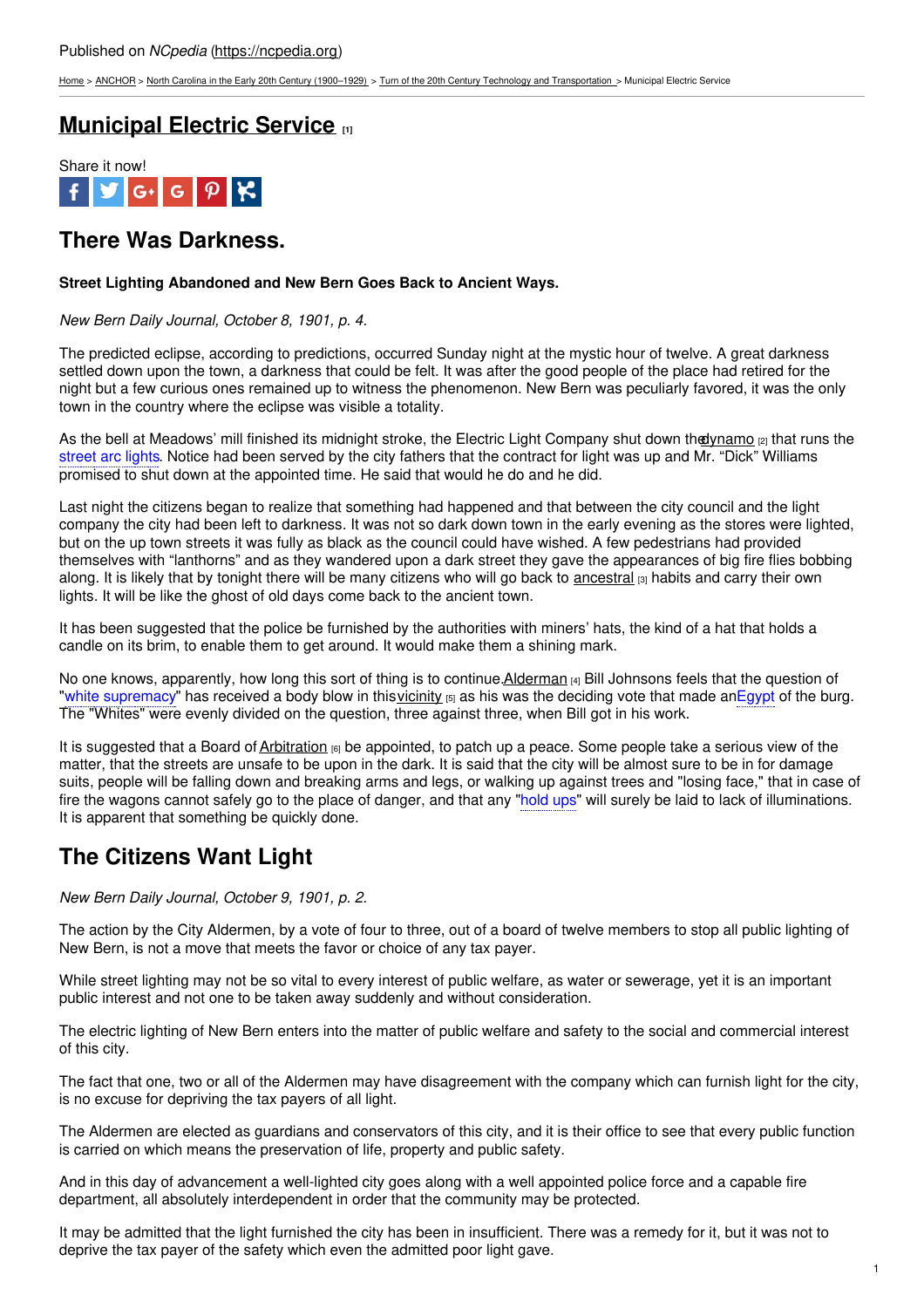Published on *NCpedia* (https://ncpedia.org)

Home > ANCHOR > North Carolina in the Early 20th Century (1900–1929) > Turn of the 20th Century Technology and Transportation > Municipal Electric Service

# Municipal Electric Service [1]

Share it now!

## There Was Darkness.

**Street Lighting Abandoned and New Bern Goes Back to Ancient Ways.**

*New Bern Daily Journal, October 8, 1901, p. 4.*

The predicted eclipse, according to predictions, occurred Sunday night at the mystic hour of twelve. A great darkness settled down upon the town, a darkness that could be felt. It was after the good people of the place had retired for the night but a few curious ones remained up to witness the phenomenon. New Bern was peculiarly favored, it was the only town in the country where the eclipse was visible a totality.

As the bell at Meadows' mill finished its midnight stroke, the Electric Light Company shut down the dynamo [2] that runs the street arc lights. Notice had been served by the city fathers that the contract for light was up and Mr. "Dick" Williams promised to shut down at the appointed time. He said that would he do and he did.

Last night the citizens began to realize that something had happened and that between the city council and the light company the city had been left to darkness. It was not so dark down town in the early evening as the stores were lighted, but on the up town streets it was fully as black as the council could have wished. A few pedestrians had provided themselves with "lanthorns" and as they wandered upon a dark street they gave the appearances of big fire flies bobbing along. It is likely that by tonight there will be many citizens who will go back to ancestral [3] habits and carry their own lights. It will be like the ghost of old days come back to the ancient town.

It has been suggested that the police be furnished by the authorities with miners' hats, the kind of a hat that holds a candle on its brim, to enable them to get around. It would make them a shining mark.

No one knows, apparently, how long this sort of thing is to continue. Alderman [4] Bill Johnsons feels that the question of "white supremacy" has received a body blow in this vicinity [5] as his was the deciding vote that made an Egypt of the burg. The "Whites" were evenly divided on the question, three against three, when Bill got in his work.

It is suggested that a Board of Arbitration [6] be appointed, to patch up a peace. Some people take a serious view of the matter, that the streets are unsafe to be upon in the dark. It is said that the city will be almost sure to be in for damage suits, people will be falling down and breaking arms and legs, or walking up against trees and "losing face," that in case of fire the wagons cannot safely go to the place of danger, and that any "hold ups" will surely be laid to lack of illuminations. It is apparent that something be quickly done.

## The Citizens Want Light

*New Bern Daily Journal, October 9, 1901, p. 2.*

The action by the City Aldermen, by a vote of four to three, out of a board of twelve members to stop all public lighting of New Bern, is not a move that meets the favor or choice of any tax payer.

While street lighting may not be so vital to every interest of public welfare, as water or sewerage, yet it is an important public interest and not one to be taken away suddenly and without consideration.

The electric lighting of New Bern enters into the matter of public welfare and safety to the social and commercial interest of this city.

The fact that one, two or all of the Aldermen may have disagreement with the company which can furnish light for the city, is no excuse for depriving the tax payers of all light.

The Aldermen are elected as guardians and conservators of this city, and it is their office to see that every public function is carried on which means the preservation of life, property and public safety.

And in this day of advancement a well-lighted city goes along with a well appointed police force and a capable fire department, all absolutely interdependent in order that the community may be protected.

It may be admitted that the light furnished the city has been in insufficient. There was a remedy for it, but it was not to deprive the tax payer of the safety which even the admitted poor light gave.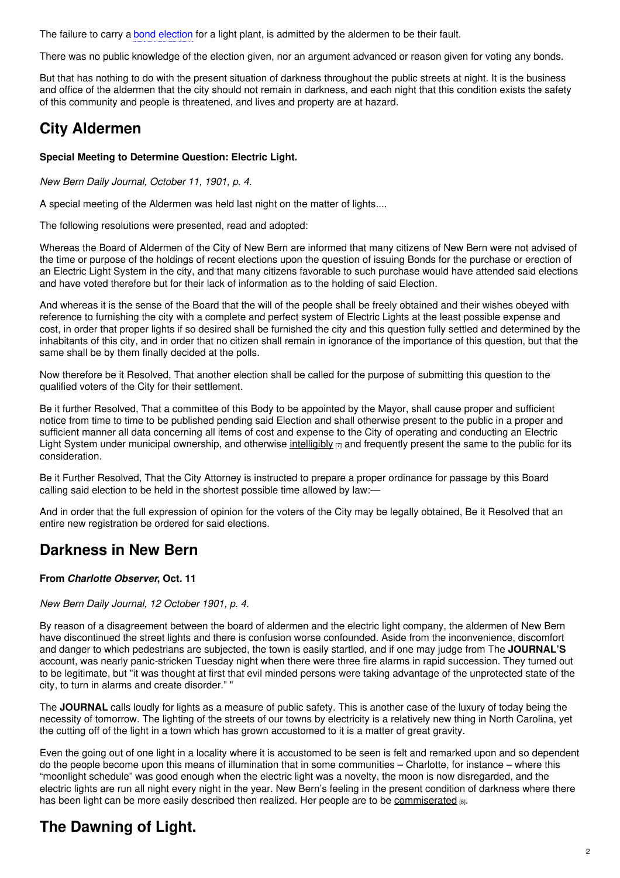The failure to carry a bond election for a light plant, is admitted by the aldermen to be their fault.

There was no public knowledge of the election given, nor an argument advanced or reason given for voting any bonds.

But that has nothing to do with the present situation of darkness throughout the public streets at night. It is the business and office of the aldermen that the city should not remain in darkness, and each night that this condition exists the safety of this community and people is threatened, and lives and property are at hazard.

## City Aldermen

**Special Meeting to Determine Question: Electric Light.**

*New Bern Daily Journal, October 11, 1901, p. 4.*

A special meeting of the Aldermen was held last night on the matter of lights....

The following resolutions were presented, read and adopted:

Whereas the Board of Aldermen of the City of New Bern are informed that many citizens of New Bern were not advised of the time or purpose of the holdings of recent elections upon the question of issuing Bonds for the purchase or erection of an Electric Light System in the city, and that many citizens favorable to such purchase would have attended said elections and have voted therefore but for their lack of information as to the holding of said Election.

And whereas it is the sense of the Board that the will of the people shall be freely obtained and their wishes obeyed with reference to furnishing the city with a complete and perfect system of Electric Lights at the least possible expense and cost, in order that proper lights if so desired shall be furnished the city and this question fully settled and determined by the inhabitants of this city, and in order that no citizen shall remain in ignorance of the importance of this question, but that the same shall be by them finally decided at the polls.

Now therefore be it Resolved, That another election shall be called for the purpose of submitting this question to the qualified voters of the City for their settlement.

Be it further Resolved, That a committee of this Body to be appointed by the Mayor, shall cause proper and sufficient notice from time to time to be published pending said Election and shall otherwise present to the public in a proper and sufficient manner all data concerning all items of cost and expense to the City of operating and conducting an Electric Light System under municipal ownership, and otherwise intelligibly [7] and frequently present the same to the public for its consideration.

Be it Further Resolved, That the City Attorney is instructed to prepare a proper ordinance for passage by this Board calling said election to be held in the shortest possible time allowed by law:—

And in order that the full expression of opinion for the voters of the City may be legally obtained, Be it Resolved that an entire new registration be ordered for said elections.

## Darkness in New Bern

**From *Charlotte Observer*, Oct. 11**

*New Bern Daily Journal, 12 October 1901, p. 4.*

By reason of a disagreement between the board of aldermen and the electric light company, the aldermen of New Bern have discontinued the street lights and there is confusion worse confounded. Aside from the inconvenience, discomfort and danger to which pedestrians are subjected, the town is easily startled, and if one may judge from The **JOURNAL'S** account, was nearly panic-stricken Tuesday night when there were three fire alarms in rapid succession. They turned out to be legitimate, but "it was thought at first that evil minded persons were taking advantage of the unprotected state of the city, to turn in alarms and create disorder." "

The **JOURNAL** calls loudly for lights as a measure of public safety. This is another case of the luxury of today being the necessity of tomorrow. The lighting of the streets of our towns by electricity is a relatively new thing in North Carolina, yet the cutting off of the light in a town which has grown accustomed to it is a matter of great gravity.

Even the going out of one light in a locality where it is accustomed to be seen is felt and remarked upon and so dependent do the people become upon this means of illumination that in some communities – Charlotte, for instance – where this "moonlight schedule" was good enough when the electric light was a novelty, the moon is now disregarded, and the electric lights are run all night every night in the year. New Bern's feeling in the present condition of darkness where there has been light can be more easily described then realized. Her people are to be commiserated [8].

## The Dawning of Light.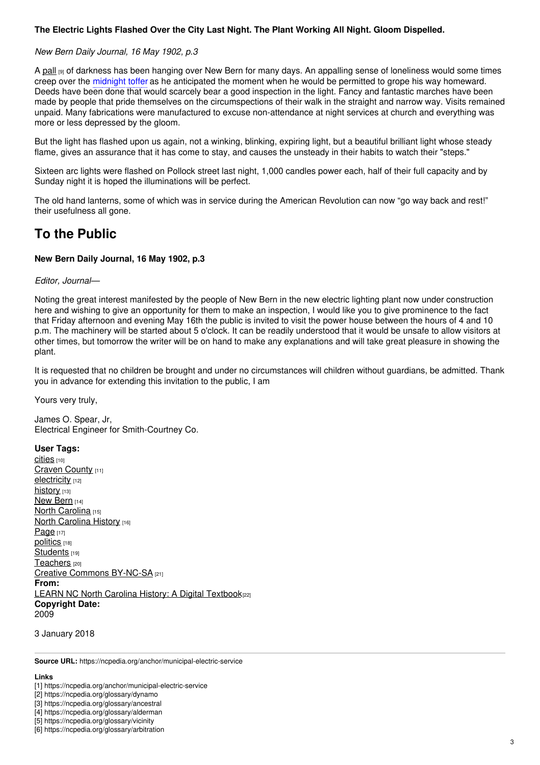**The Electric Lights Flashed Over the City Last Night. The Plant Working All Night. Gloom Dispelled.**

*New Bern Daily Journal, 16 May 1902, p.3*

A pall [9] of darkness has been hanging over New Bern for many days. An appalling sense of loneliness would some times creep over the midnight toffer as he anticipated the moment when he would be permitted to grope his way homeward. Deeds have been done that would scarcely bear a good inspection in the light. Fancy and fantastic marches have been made by people that pride themselves on the circumspections of their walk in the straight and narrow way. Visits remained unpaid. Many fabrications were manufactured to excuse non-attendance at night services at church and everything was more or less depressed by the gloom.

But the light has flashed upon us again, not a winking, blinking, expiring light, but a beautiful brilliant light whose steady flame, gives an assurance that it has come to stay, and causes the unsteady in their habits to watch their "steps."

Sixteen arc lights were flashed on Pollock street last night, 1,000 candles power each, half of their full capacity and by Sunday night it is hoped the illuminations will be perfect.

The old hand lanterns, some of which was in service during the American Revolution can now "go way back and rest!" their usefulness all gone.

## To the Public

**New Bern Daily Journal, 16 May 1902, p.3**

*Editor, Journal—*

Noting the great interest manifested by the people of New Bern in the new electric lighting plant now under construction here and wishing to give an opportunity for them to make an inspection, I would like you to give prominence to the fact that Friday afternoon and evening May 16th the public is invited to visit the power house between the hours of 4 and 10 p.m. The machinery will be started about 5 o'clock. It can be readily understood that it would be unsafe to allow visitors at other times, but tomorrow the writer will be on hand to make any explanations and will take great pleasure in showing the plant.

It is requested that no children be brought and under no circumstances will children without guardians, be admitted. Thank you in advance for extending this invitation to the public, I am

Yours very truly,

James O. Spear, Jr,
Electrical Engineer for Smith-Courtney Co.

**User Tags:**
cities [10]
Craven County [11]
electricity [12]
history [13]
New Bern [14]
North Carolina [15]
North Carolina History [16]
Page [17]
politics [18]
Students [19]
Teachers [20]
Creative Commons BY-NC-SA [21]
**From:**
LEARN NC North Carolina History: A Digital Textbook [22]
**Copyright Date:**
2009

3 January 2018

**Source URL:** https://ncpedia.org/anchor/municipal-electric-service

**Links**
[1] https://ncpedia.org/anchor/municipal-electric-service
[2] https://ncpedia.org/glossary/dynamo
[3] https://ncpedia.org/glossary/ancestral
[4] https://ncpedia.org/glossary/alderman
[5] https://ncpedia.org/glossary/vicinity
[6] https://ncpedia.org/glossary/arbitration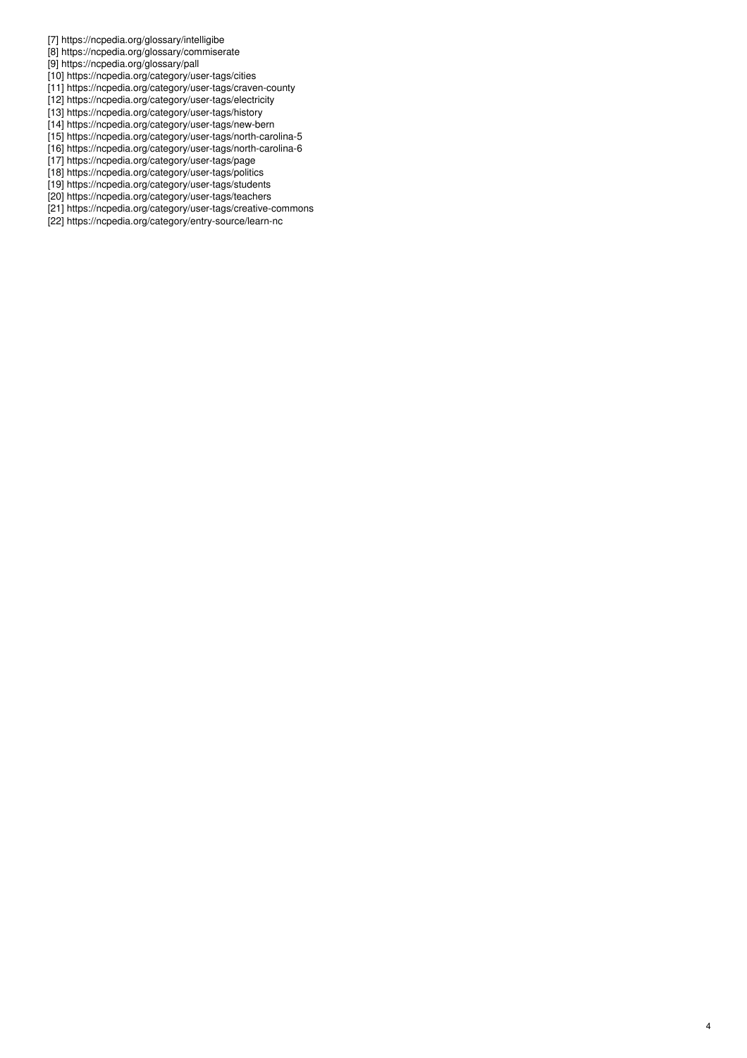[7] https://ncpedia.org/glossary/intelligibe
[8] https://ncpedia.org/glossary/commiserate
[9] https://ncpedia.org/glossary/pall
[10] https://ncpedia.org/category/user-tags/cities
[11] https://ncpedia.org/category/user-tags/craven-county
[12] https://ncpedia.org/category/user-tags/electricity
[13] https://ncpedia.org/category/user-tags/history
[14] https://ncpedia.org/category/user-tags/new-bern
[15] https://ncpedia.org/category/user-tags/north-carolina-5
[16] https://ncpedia.org/category/user-tags/north-carolina-6
[17] https://ncpedia.org/category/user-tags/page
[18] https://ncpedia.org/category/user-tags/politics
[19] https://ncpedia.org/category/user-tags/students
[20] https://ncpedia.org/category/user-tags/teachers
[21] https://ncpedia.org/category/user-tags/creative-commons
[22] https://ncpedia.org/category/entry-source/learn-nc